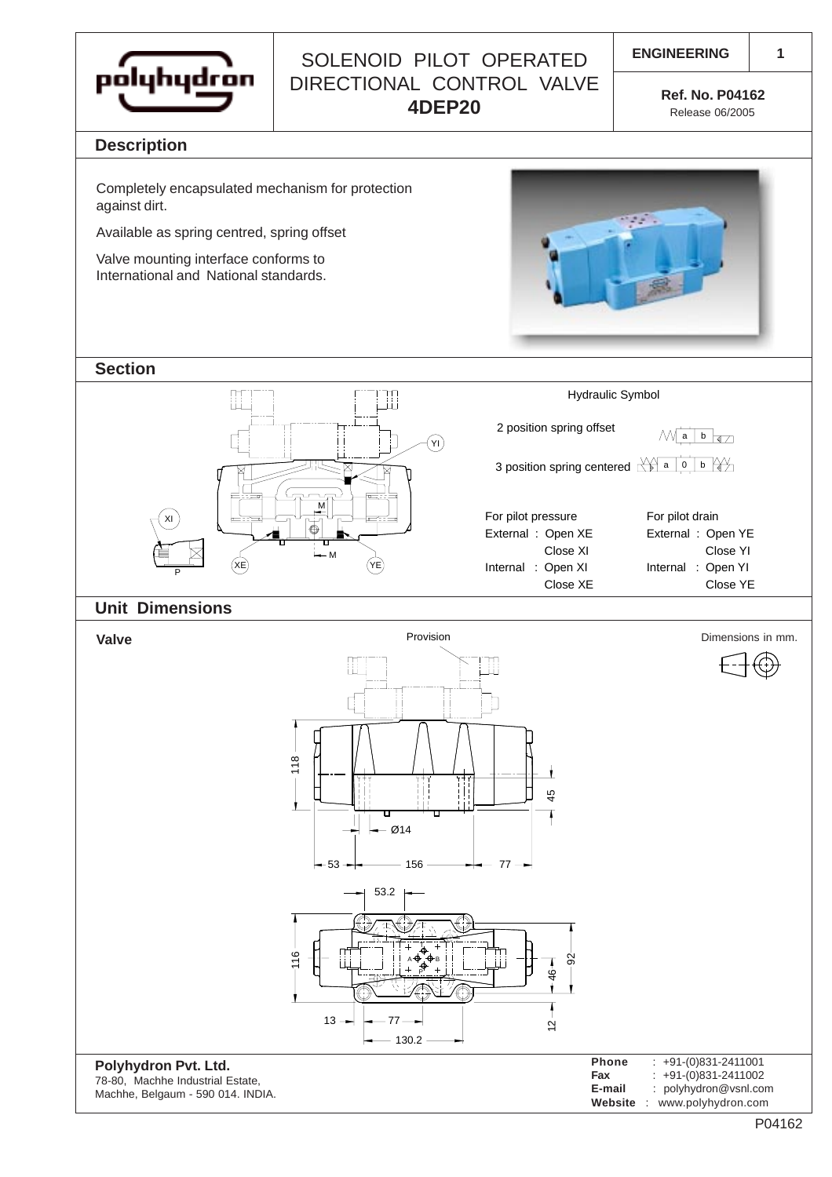# SOLENOID PILOT OPERATED DIRECTIONAL CONTROL VALVE **4DEP20**

**ENGINEERING** 1

**Ref. No. P04162**
Release 06/2005

## Description

Completely encapsulated mechanism for protection against dirt.

Available as spring centred, spring offset

Valve mounting interface conforms to International and National standards.

## Section

Hydraulic Symbol

2 position spring offset

3 position spring centered

| For pilot pressure | For pilot drain |
|---|---|
| External : Open XE | External : Open YE |
| Close XI | Close YI |
| Internal : Open XI | Internal : Open YI |
| Close XE | Close YE |

## Unit Dimensions

**Valve**

Dimensions in mm.

**Polyhydron Pvt. Ltd.**
78-80, Machhe Industrial Estate,
Machhe, Belgaum - 590 014. INDIA.

**Phone** : +91-(0)831-2411001
**Fax** : +91-(0)831-2411002
**E-mail** : polyhydron@vsnl.com
**Website** : www.polyhydron.com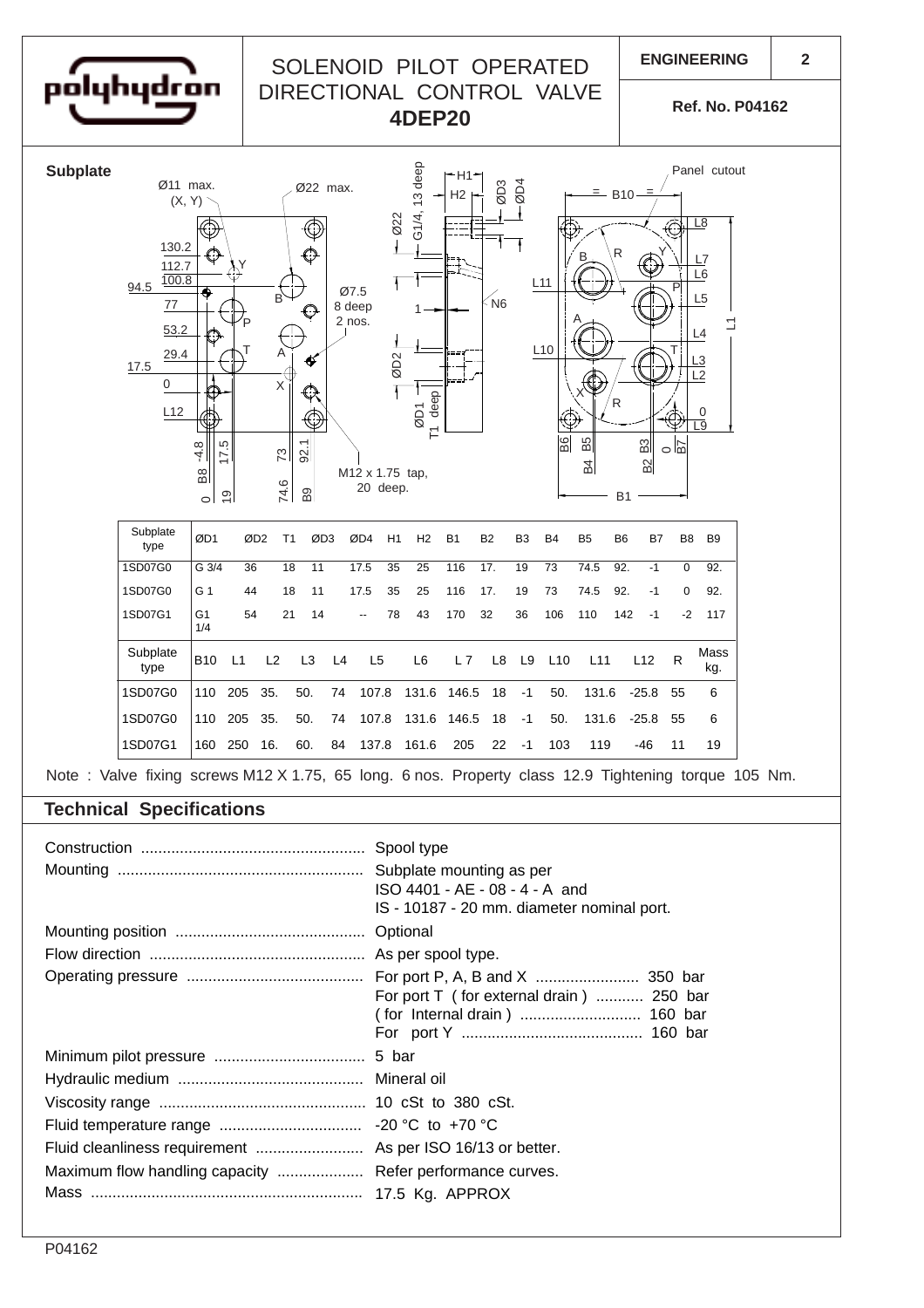## Subplate

Ø11 max. (X, Y)

Ø22 max.

Ø7.5 8 deep 2 nos.

M12 x 1.75 tap, 20 deep.

Panel cutout

| Subplate type | ØD1 | ØD2 | T1 | ØD3 | ØD4 | H1 | H2 | B1 | B2 | B3 | B4 | B5 | B6 | B7 | B8 | B9 |
|---|---|---|---|---|---|---|---|---|---|---|---|---|---|---|---|---|
| 1SD07G0 | G 3/4 | 36 | 18 | 11 | 17.5 | 35 | 25 | 116 | 17. | 19 | 73 | 74.5 | 92. | -1 | 0 | 92. |
| 1SD07G0 | G 1 | 44 | 18 | 11 | 17.5 | 35 | 25 | 116 | 17. | 19 | 73 | 74.5 | 92. | -1 | 0 | 92. |
| 1SD07G1 | G1 1/4 | 54 | 21 | 14 | -- | 78 | 43 | 170 | 32 | 36 | 106 | 110 | 142 | -1 | -2 | 117 |

| Subplate type | B10 | L1 | L2 | L3 | L4 | L5 | L6 | L 7 | L8 | L9 | L10 | L11 | L12 | R | Mass kg. |
|---|---|---|---|---|---|---|---|---|---|---|---|---|---|---|---|
| 1SD07G0 | 110 | 205 | 35. | 50. | 74 | 107.8 | 131.6 | 146.5 | 18 | -1 | 50. | 131.6 | -25.8 | 55 | 6 |
| 1SD07G0 | 110 | 205 | 35. | 50. | 74 | 107.8 | 131.6 | 146.5 | 18 | -1 | 50. | 131.6 | -25.8 | 55 | 6 |
| 1SD07G1 | 160 | 250 | 16. | 60. | 84 | 137.8 | 161.6 | 205 | 22 | -1 | 103 | 119 | -46 | 11 | 19 |

Note : Valve fixing screws M12 X 1.75, 65 long. 6 nos. Property class 12.9 Tightening torque 105 Nm.

## Technical Specifications

| | |
|---|---|
| Construction | Spool type |
| Mounting | Subplate mounting as per ISO 4401 - AE - 08 - 4 - A and IS - 10187 - 20 mm. diameter nominal port. |
| Mounting position | Optional |
| Flow direction | As per spool type. |
| Operating pressure | For port P, A, B and X ........ 350 bar<br>For port T (for external drain) ........ 250 bar<br>(for Internal drain) ........ 160 bar<br>For port Y ........ 160 bar |
| Minimum pilot pressure | 5 bar |
| Hydraulic medium | Mineral oil |
| Viscosity range | 10 cSt to 380 cSt. |
| Fluid temperature range | -20 °C to +70 °C |
| Fluid cleanliness requirement | As per ISO 16/13 or better. |
| Maximum flow handling capacity | Refer performance curves. |
| Mass | 17.5 Kg. APPROX |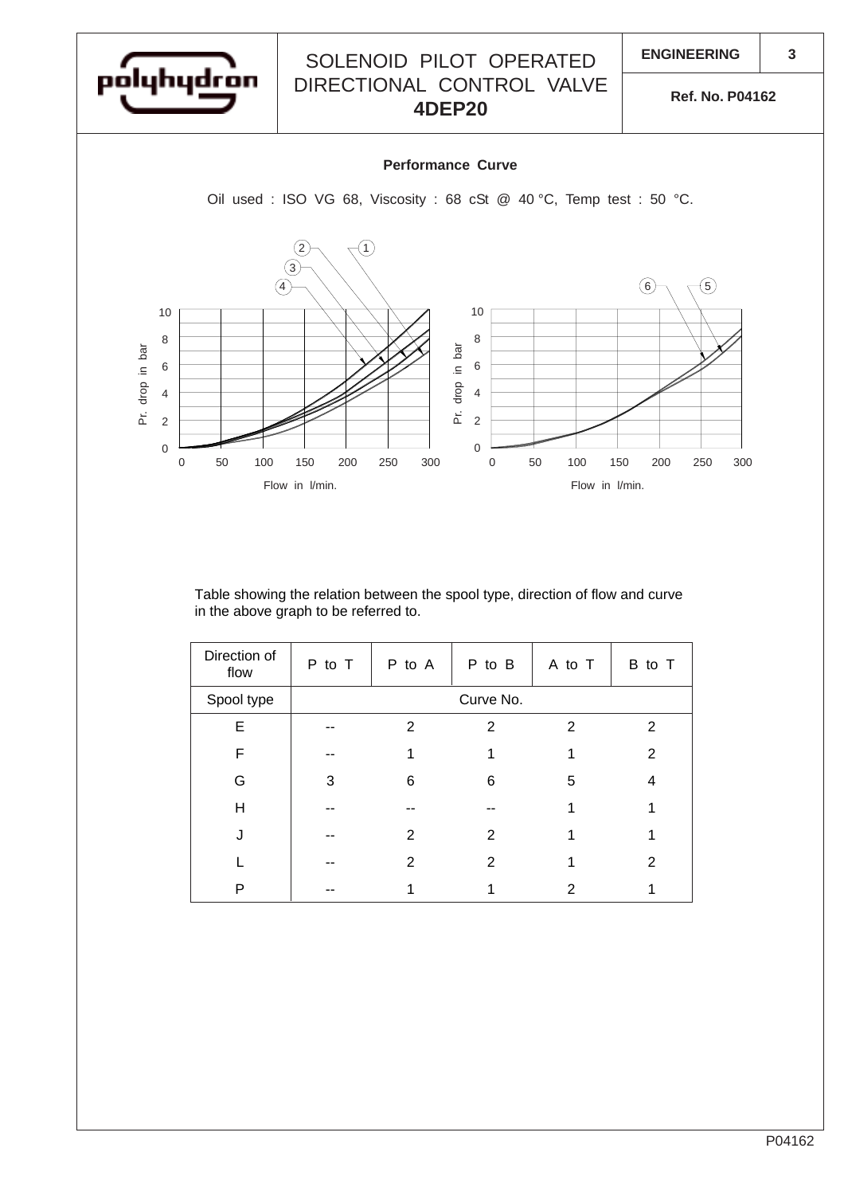# SOLENOID PILOT OPERATED DIRECTIONAL CONTROL VALVE **4DEP20**

**ENGINEERING** | **Ref. No. P04162**

**Performance Curve**

Oil used : ISO VG 68, Viscosity : 68 cSt @ 40 °C, Temp test : 50 °C.

Table showing the relation between the spool type, direction of flow and curve in the above graph to be referred to.

| Direction of flow | P to T | P to A | P to B | A to T | B to T |
|---|---|---|---|---|---|
| Spool type | Curve No. | | | | |
| E | -- | 2 | 2 | 2 | 2 |
| F | -- | 1 | 1 | 1 | 2 |
| G | 3 | 6 | 6 | 5 | 4 |
| H | -- | -- | -- | 1 | 1 |
| J | -- | 2 | 2 | 1 | 1 |
| L | -- | 2 | 2 | 1 | 2 |
| P | -- | 1 | 1 | 2 | 1 |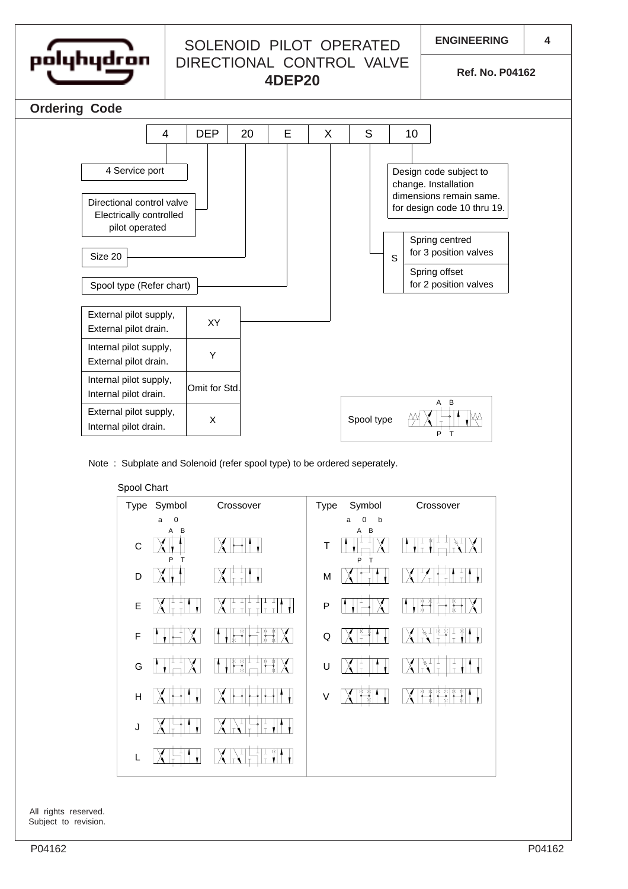# SOLENOID PILOT OPERATED DIRECTIONAL CONTROL VALVE 4DEP20

**ENGINEERING** | **4**

**Ref. No. P04162**

## Ordering Code

| 4 | DEP | 20 | E | X | S | 10 |
|---|---|---|---|---|---|---|

- 4 Service port
- Directional control valve Electrically controlled pilot operated
- Size 20
- Spool type (Refer chart)
- Design code subject to change. Installation dimensions remain same. for design code 10 thru 19.

| | |
|---|---|
| S | Spring centred for 3 position valves |
| | Spring offset for 2 position valves |

| | |
|---|---|
| External pilot supply, External pilot drain. | XY |
| Internal pilot supply, External pilot drain. | Y |
| Internal pilot supply, Internal pilot drain. | Omit for Std. |
| External pilot supply, Internal pilot drain. | X |

Spool type

A B

P T

Note : Subplate and Solenoid (refer spool type) to be ordered seperately.

Spool Chart

Type Symbol Crossover

a 0

A B

P T

C

D

E

F

G

H

J

L

Type Symbol Crossover

a 0 b

A B

P T

T

M

P

Q

U

V

All rights reserved.
Subject to revision.